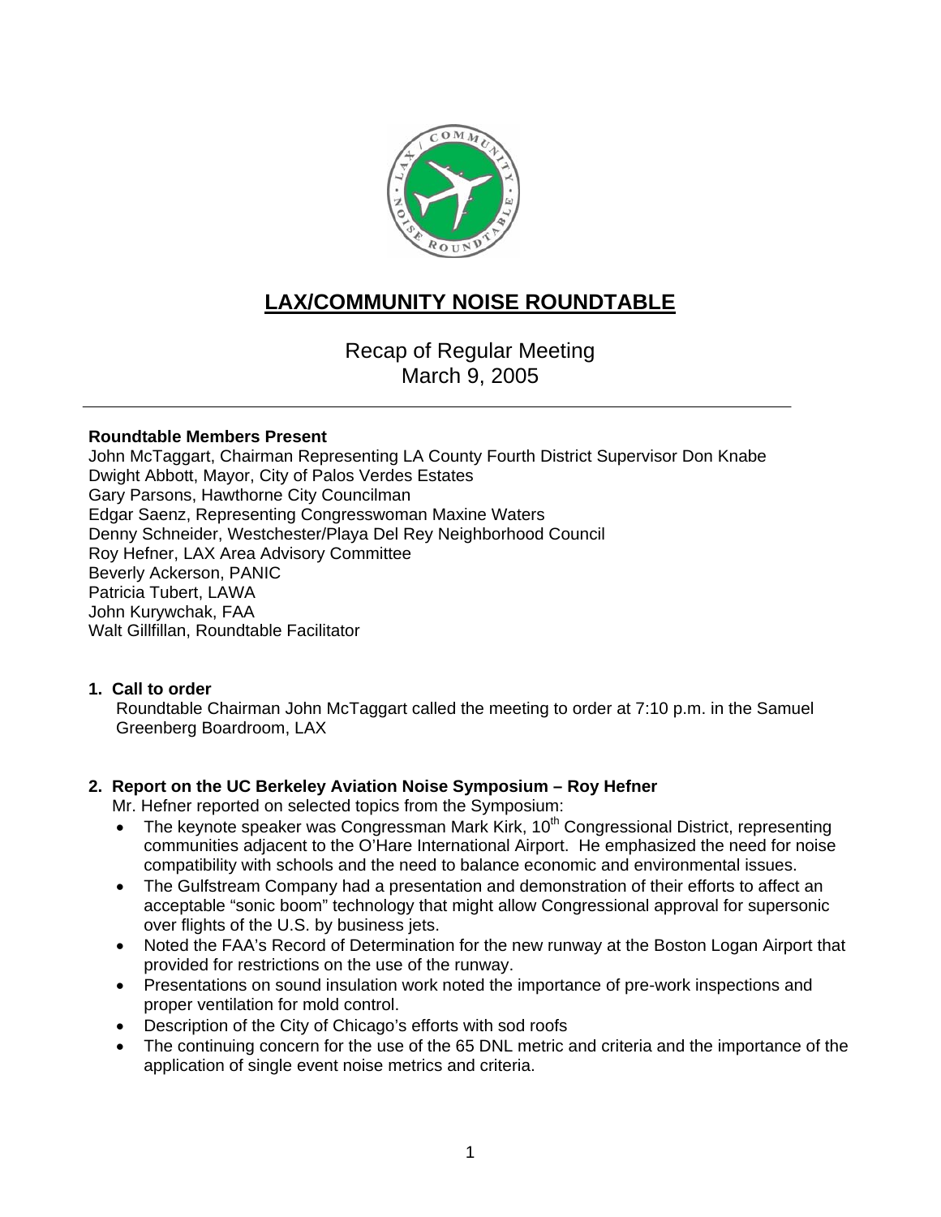# LAX/COMMUNITY NOISE ROUNDTABLE

Recap of Regular Meeting
March 9, 2005

---

**Roundtable Members Present**
John McTaggart, Chairman Representing LA County Fourth District Supervisor Don Knabe
Dwight Abbott, Mayor, City of Palos Verdes Estates
Gary Parsons, Hawthorne City Councilman
Edgar Saenz, Representing Congresswoman Maxine Waters
Denny Schneider, Westchester/Playa Del Rey Neighborhood Council
Roy Hefner, LAX Area Advisory Committee
Beverly Ackerson, PANIC
Patricia Tubert, LAWA
John Kurywchak, FAA
Walt Gillfillan, Roundtable Facilitator

**1. Call to order**

Roundtable Chairman John McTaggart called the meeting to order at 7:10 p.m. in the Samuel Greenberg Boardroom, LAX

**2. Report on the UC Berkeley Aviation Noise Symposium – Roy Hefner**

Mr. Hefner reported on selected topics from the Symposium:

- The keynote speaker was Congressman Mark Kirk, 10th Congressional District, representing communities adjacent to the O'Hare International Airport. He emphasized the need for noise compatibility with schools and the need to balance economic and environmental issues.
- The Gulfstream Company had a presentation and demonstration of their efforts to affect an acceptable "sonic boom" technology that might allow Congressional approval for supersonic over flights of the U.S. by business jets.
- Noted the FAA's Record of Determination for the new runway at the Boston Logan Airport that provided for restrictions on the use of the runway.
- Presentations on sound insulation work noted the importance of pre-work inspections and proper ventilation for mold control.
- Description of the City of Chicago's efforts with sod roofs
- The continuing concern for the use of the 65 DNL metric and criteria and the importance of the application of single event noise metrics and criteria.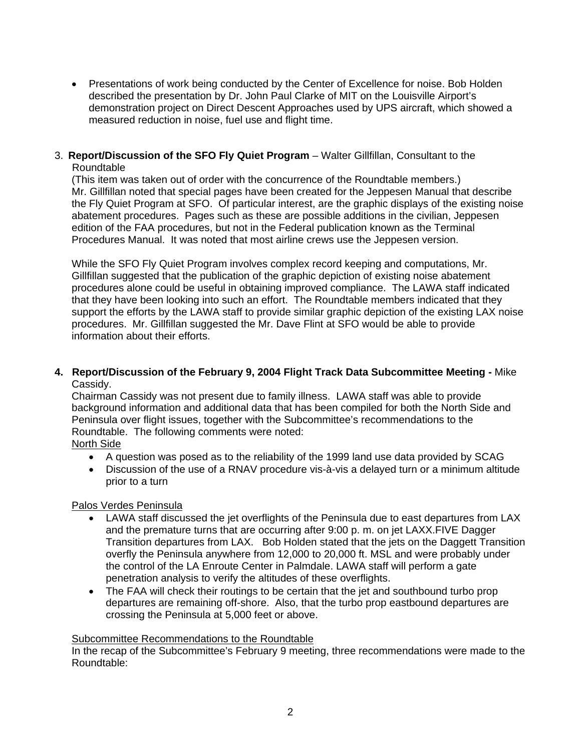- Presentations of work being conducted by the Center of Excellence for noise. Bob Holden described the presentation by Dr. John Paul Clarke of MIT on the Louisville Airport's demonstration project on Direct Descent Approaches used by UPS aircraft, which showed a measured reduction in noise, fuel use and flight time.

3. **Report/Discussion of the SFO Fly Quiet Program** – Walter Gillfillan, Consultant to the Roundtable

(This item was taken out of order with the concurrence of the Roundtable members.) Mr. Gillfillan noted that special pages have been created for the Jeppesen Manual that describe the Fly Quiet Program at SFO. Of particular interest, are the graphic displays of the existing noise abatement procedures. Pages such as these are possible additions in the civilian, Jeppesen edition of the FAA procedures, but not in the Federal publication known as the Terminal Procedures Manual. It was noted that most airline crews use the Jeppesen version.

While the SFO Fly Quiet Program involves complex record keeping and computations, Mr. Gillfillan suggested that the publication of the graphic depiction of existing noise abatement procedures alone could be useful in obtaining improved compliance. The LAWA staff indicated that they have been looking into such an effort. The Roundtable members indicated that they support the efforts by the LAWA staff to provide similar graphic depiction of the existing LAX noise procedures. Mr. Gillfillan suggested the Mr. Dave Flint at SFO would be able to provide information about their efforts.

4. **Report/Discussion of the February 9, 2004 Flight Track Data Subcommittee Meeting -** Mike Cassidy.

Chairman Cassidy was not present due to family illness. LAWA staff was able to provide background information and additional data that has been compiled for both the North Side and Peninsula over flight issues, together with the Subcommittee's recommendations to the Roundtable. The following comments were noted:

<u>North Side</u>

- A question was posed as to the reliability of the 1999 land use data provided by SCAG
- Discussion of the use of a RNAV procedure vis-à-vis a delayed turn or a minimum altitude prior to a turn

<u>Palos Verdes Peninsula</u>

- LAWA staff discussed the jet overflights of the Peninsula due to east departures from LAX and the premature turns that are occurring after 9:00 p. m. on jet LAXX.FIVE Dagger Transition departures from LAX. Bob Holden stated that the jets on the Daggett Transition overfly the Peninsula anywhere from 12,000 to 20,000 ft. MSL and were probably under the control of the LA Enroute Center in Palmdale. LAWA staff will perform a gate penetration analysis to verify the altitudes of these overflights.
- The FAA will check their routings to be certain that the jet and southbound turbo prop departures are remaining off-shore. Also, that the turbo prop eastbound departures are crossing the Peninsula at 5,000 feet or above.

<u>Subcommittee Recommendations to the Roundtable</u>

In the recap of the Subcommittee's February 9 meeting, three recommendations were made to the Roundtable: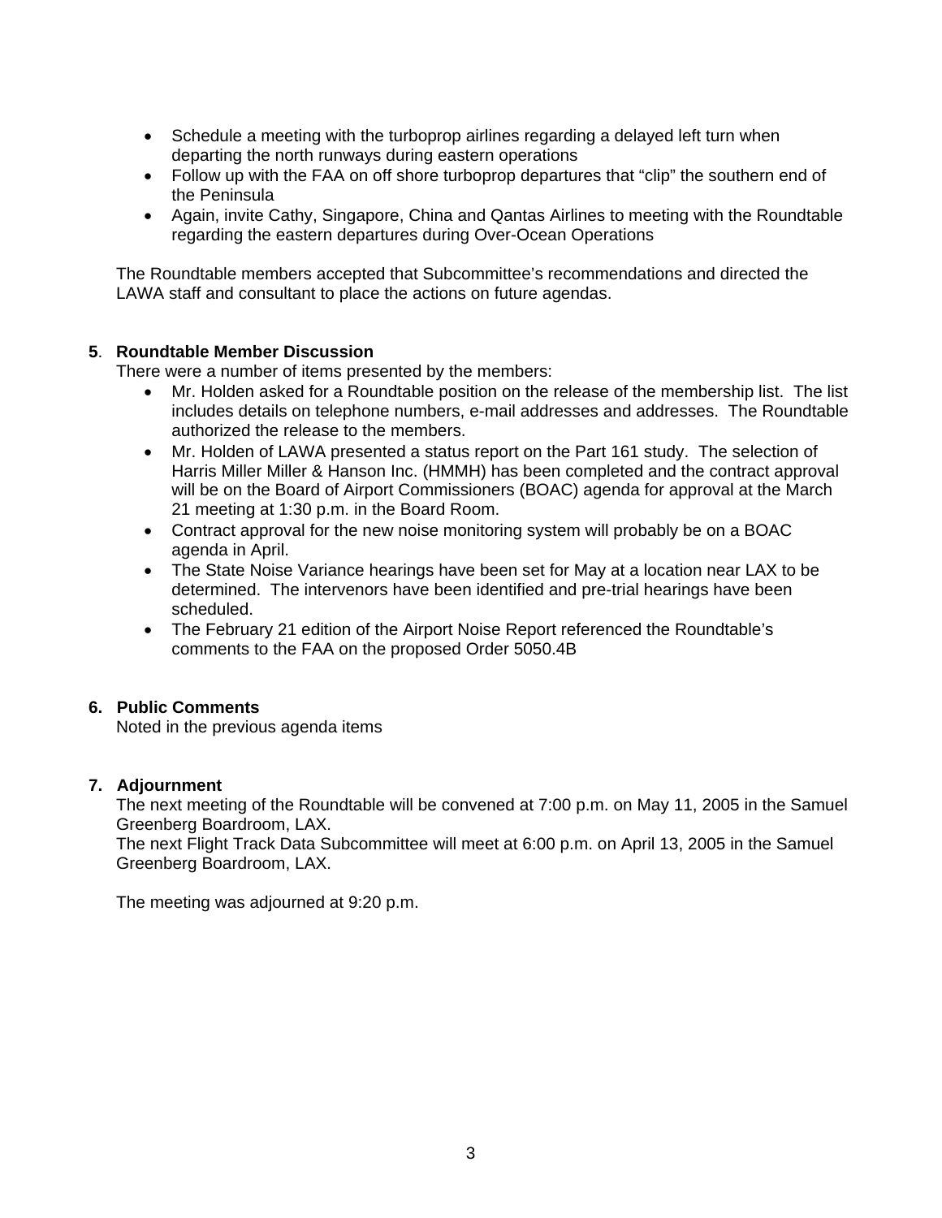- Schedule a meeting with the turboprop airlines regarding a delayed left turn when departing the north runways during eastern operations
- Follow up with the FAA on off shore turboprop departures that "clip" the southern end of the Peninsula
- Again, invite Cathy, Singapore, China and Qantas Airlines to meeting with the Roundtable regarding the eastern departures during Over-Ocean Operations

The Roundtable members accepted that Subcommittee's recommendations and directed the LAWA staff and consultant to place the actions on future agendas.

**5. Roundtable Member Discussion**

There were a number of items presented by the members:

- Mr. Holden asked for a Roundtable position on the release of the membership list. The list includes details on telephone numbers, e-mail addresses and addresses. The Roundtable authorized the release to the members.
- Mr. Holden of LAWA presented a status report on the Part 161 study. The selection of Harris Miller Miller & Hanson Inc. (HMMH) has been completed and the contract approval will be on the Board of Airport Commissioners (BOAC) agenda for approval at the March 21 meeting at 1:30 p.m. in the Board Room.
- Contract approval for the new noise monitoring system will probably be on a BOAC agenda in April.
- The State Noise Variance hearings have been set for May at a location near LAX to be determined. The intervenors have been identified and pre-trial hearings have been scheduled.
- The February 21 edition of the Airport Noise Report referenced the Roundtable's comments to the FAA on the proposed Order 5050.4B

**6. Public Comments**

Noted in the previous agenda items

**7. Adjournment**

The next meeting of the Roundtable will be convened at 7:00 p.m. on May 11, 2005 in the Samuel Greenberg Boardroom, LAX.
The next Flight Track Data Subcommittee will meet at 6:00 p.m. on April 13, 2005 in the Samuel Greenberg Boardroom, LAX.

The meeting was adjourned at 9:20 p.m.